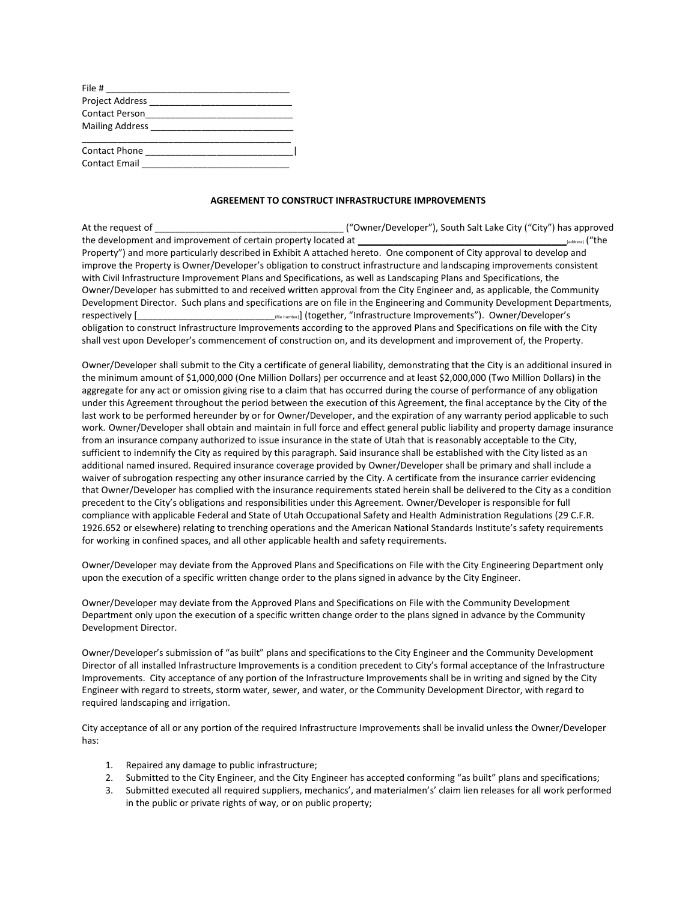File # ___________________________________
Project Address ____________________________
Contact Person_____________________________
Mailing Address ____________________________
__________________________________________
Contact Phone _____________________________|
Contact Email _____________________________

**AGREEMENT TO CONSTRUCT INFRASTRUCTURE IMPROVEMENTS**

At the request of ____________________________________ ("Owner/Developer"), South Salt Lake City ("City") has approved the development and improvement of certain property located at ________________________________________(address) ("the Property") and more particularly described in Exhibit A attached hereto. One component of City approval to develop and improve the Property is Owner/Developer's obligation to construct infrastructure and landscaping improvements consistent with Civil Infrastructure Improvement Plans and Specifications, as well as Landscaping Plans and Specifications, the Owner/Developer has submitted to and received written approval from the City Engineer and, as applicable, the Community Development Director. Such plans and specifications are on file in the Engineering and Community Development Departments, respectively [___________________________(file number)] (together, "Infrastructure Improvements"). Owner/Developer's obligation to construct Infrastructure Improvements according to the approved Plans and Specifications on file with the City shall vest upon Developer's commencement of construction on, and its development and improvement of, the Property.

Owner/Developer shall submit to the City a certificate of general liability, demonstrating that the City is an additional insured in the minimum amount of $1,000,000 (One Million Dollars) per occurrence and at least $2,000,000 (Two Million Dollars) in the aggregate for any act or omission giving rise to a claim that has occurred during the course of performance of any obligation under this Agreement throughout the period between the execution of this Agreement, the final acceptance by the City of the last work to be performed hereunder by or for Owner/Developer, and the expiration of any warranty period applicable to such work. Owner/Developer shall obtain and maintain in full force and effect general public liability and property damage insurance from an insurance company authorized to issue insurance in the state of Utah that is reasonably acceptable to the City, sufficient to indemnify the City as required by this paragraph. Said insurance shall be established with the City listed as an additional named insured. Required insurance coverage provided by Owner/Developer shall be primary and shall include a waiver of subrogation respecting any other insurance carried by the City. A certificate from the insurance carrier evidencing that Owner/Developer has complied with the insurance requirements stated herein shall be delivered to the City as a condition precedent to the City's obligations and responsibilities under this Agreement. Owner/Developer is responsible for full compliance with applicable Federal and State of Utah Occupational Safety and Health Administration Regulations (29 C.F.R. 1926.652 or elsewhere) relating to trenching operations and the American National Standards Institute's safety requirements for working in confined spaces, and all other applicable health and safety requirements.

Owner/Developer may deviate from the Approved Plans and Specifications on File with the City Engineering Department only upon the execution of a specific written change order to the plans signed in advance by the City Engineer.

Owner/Developer may deviate from the Approved Plans and Specifications on File with the Community Development Department only upon the execution of a specific written change order to the plans signed in advance by the Community Development Director.

Owner/Developer's submission of "as built" plans and specifications to the City Engineer and the Community Development Director of all installed Infrastructure Improvements is a condition precedent to City's formal acceptance of the Infrastructure Improvements. City acceptance of any portion of the Infrastructure Improvements shall be in writing and signed by the City Engineer with regard to streets, storm water, sewer, and water, or the Community Development Director, with regard to required landscaping and irrigation.

City acceptance of all or any portion of the required Infrastructure Improvements shall be invalid unless the Owner/Developer has:

1. Repaired any damage to public infrastructure;
2. Submitted to the City Engineer, and the City Engineer has accepted conforming "as built" plans and specifications;
3. Submitted executed all required suppliers, mechanics', and materialmen's' claim lien releases for all work performed in the public or private rights of way, or on public property;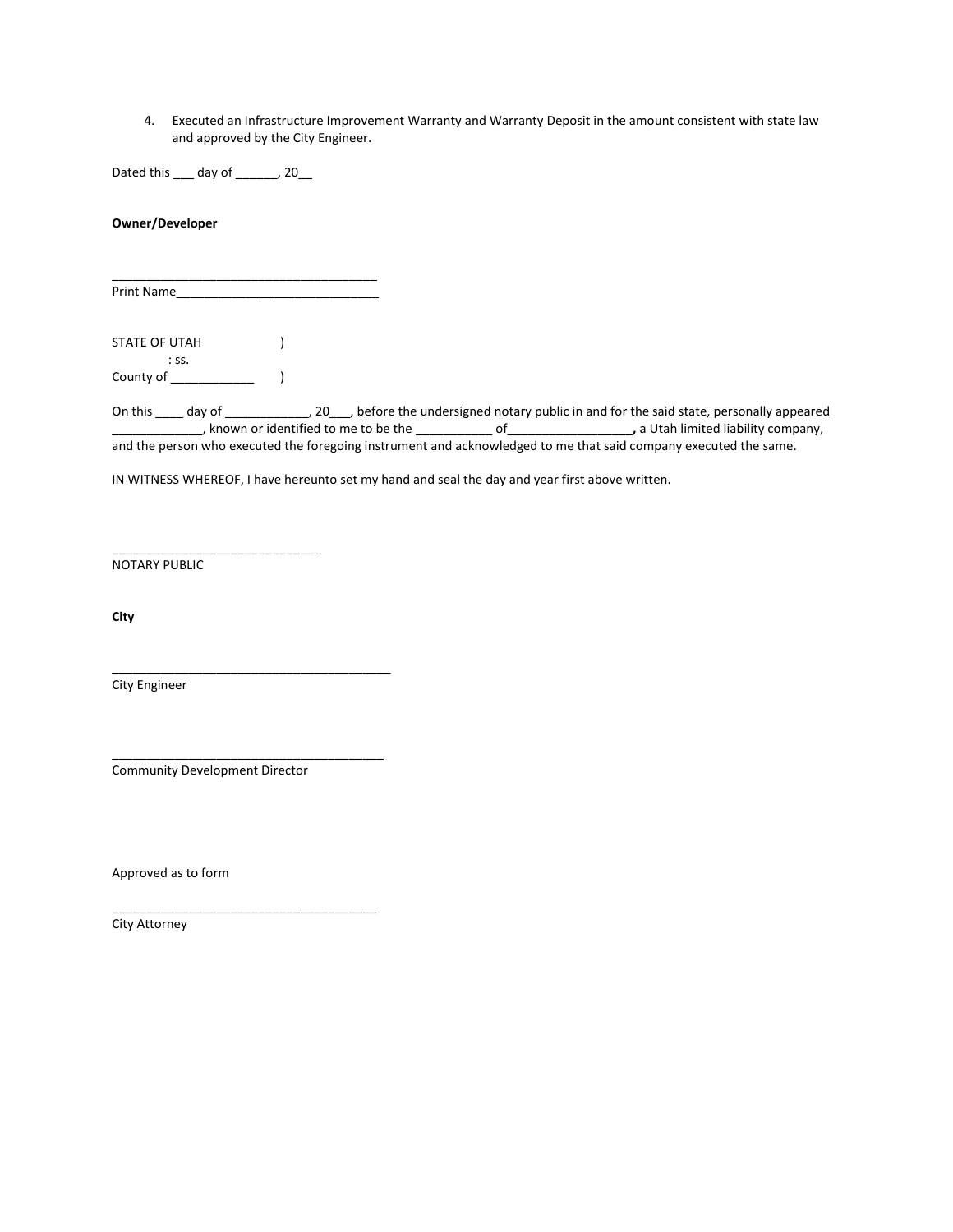4. Executed an Infrastructure Improvement Warranty and Warranty Deposit in the amount consistent with state law and approved by the City Engineer.

Dated this ___ day of ______, 20__

**Owner/Developer**

_______________________________________
Print Name_____________________________

STATE OF UTAH )
: ss.
County of ____________ )

On this ____ day of ____________, 20___, before the undersigned notary public in and for the said state, personally appeared ____________, known or identified to me to be the __________ of_________________, a Utah limited liability company, and the person who executed the foregoing instrument and acknowledged to me that said company executed the same.

IN WITNESS WHEREOF, I have hereunto set my hand and seal the day and year first above written.

______________________________
NOTARY PUBLIC

**City**

_________________________________________
City Engineer

_______________________________________
Community Development Director

Approved as to form

_______________________________________
City Attorney